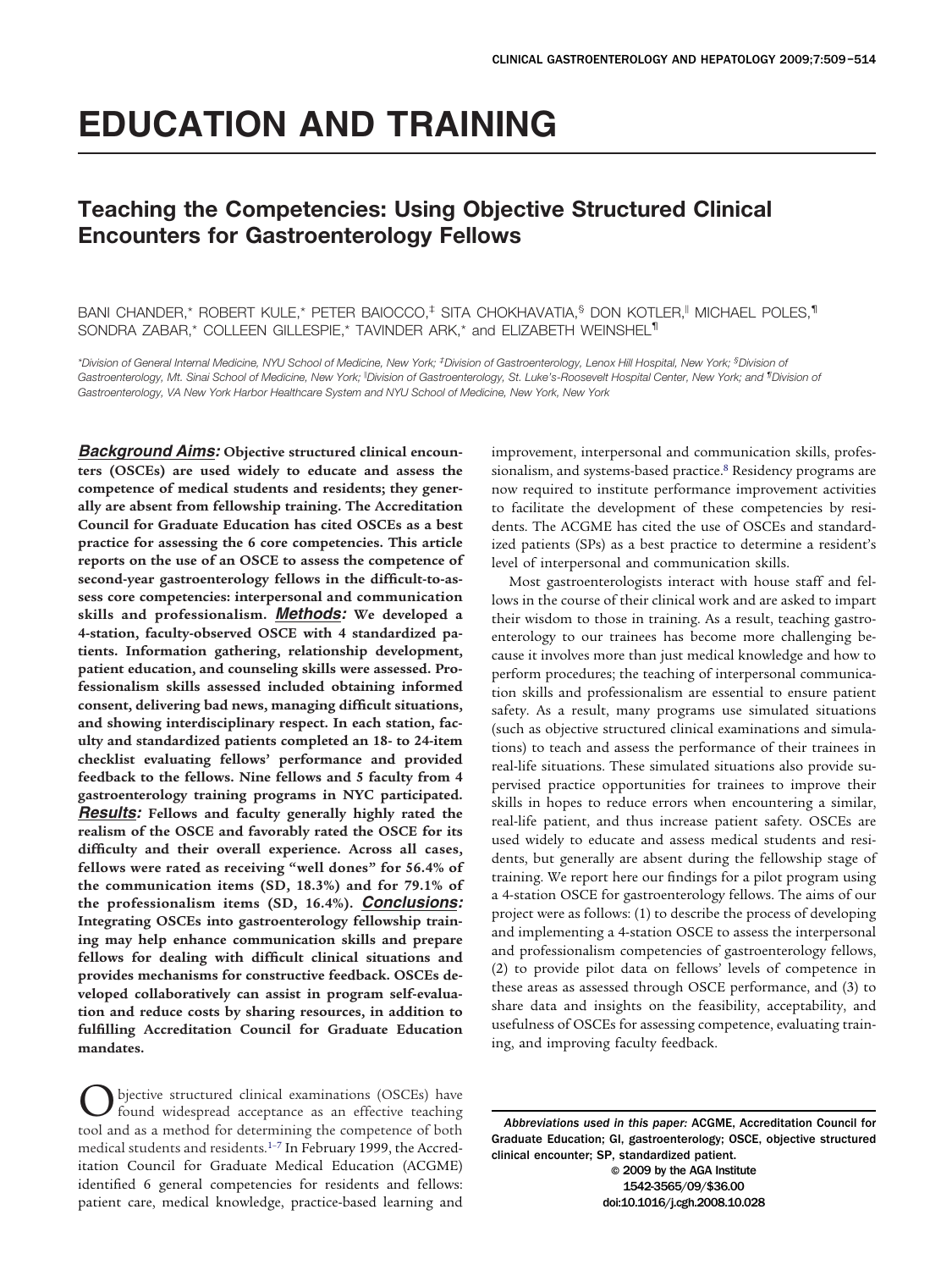# EDUCATION AND TRAINING

## Teaching the Competencies: Using Objective Structured Clinical Encounters for Gastroenterology Fellows

BANI CHANDER,* ROBERT KULE,* PETER BAIOCCO,‡ SITA CHOKHAVATIA,§ DON KOTLER,‖ MICHAEL POLES,¶ SONDRA ZABAR,* COLLEEN GILLESPIE,* TAVINDER ARK,* and ELIZABETH WEINSHEL¶

*Division of General Internal Medicine, NYU School of Medicine, New York; ‡Division of Gastroenterology, Lenox Hill Hospital, New York; §Division of Gastroenterology, Mt. Sinai School of Medicine, New York; ‖Division of Gastroenterology, St. Luke's-Roosevelt Hospital Center, New York; and ¶Division of Gastroenterology, VA New York Harbor Healthcare System and NYU School of Medicine, New York, New York

***Background Aims:*** **Objective structured clinical encounters (OSCEs) are used widely to educate and assess the competence of medical students and residents; they generally are absent from fellowship training. The Accreditation Council for Graduate Education has cited OSCEs as a best practice for assessing the 6 core competencies. This article reports on the use of an OSCE to assess the competence of second-year gastroenterology fellows in the difficult-to-assess core competencies: interpersonal and communication skills and professionalism.** ***Methods:*** **We developed a 4-station, faculty-observed OSCE with 4 standardized patients. Information gathering, relationship development, patient education, and counseling skills were assessed. Professionalism skills assessed included obtaining informed consent, delivering bad news, managing difficult situations, and showing interdisciplinary respect. In each station, faculty and standardized patients completed an 18- to 24-item checklist evaluating fellows' performance and provided feedback to the fellows. Nine fellows and 5 faculty from 4 gastroenterology training programs in NYC participated.** ***Results:*** **Fellows and faculty generally highly rated the realism of the OSCE and favorably rated the OSCE for its difficulty and their overall experience. Across all cases, fellows were rated as receiving "well dones" for 56.4% of the communication items (SD, 18.3%) and for 79.1% of the professionalism items (SD, 16.4%).** ***Conclusions:*** **Integrating OSCEs into gastroenterology fellowship training may help enhance communication skills and prepare fellows for dealing with difficult clinical situations and provides mechanisms for constructive feedback. OSCEs developed collaboratively can assist in program self-evaluation and reduce costs by sharing resources, in addition to fulfilling Accreditation Council for Graduate Education mandates.**

Objective structured clinical examinations (OSCEs) have found widespread acceptance as an effective teaching tool and as a method for determining the competence of both medical students and residents.[1–7] In February 1999, the Accreditation Council for Graduate Medical Education (ACGME) identified 6 general competencies for residents and fellows: patient care, medical knowledge, practice-based learning and improvement, interpersonal and communication skills, professionalism, and systems-based practice.[8] Residency programs are now required to institute performance improvement activities to facilitate the development of these competencies by residents. The ACGME has cited the use of OSCEs and standardized patients (SPs) as a best practice to determine a resident's level of interpersonal and communication skills.

Most gastroenterologists interact with house staff and fellows in the course of their clinical work and are asked to impart their wisdom to those in training. As a result, teaching gastroenterology to our trainees has become more challenging because it involves more than just medical knowledge and how to perform procedures; the teaching of interpersonal communication skills and professionalism are essential to ensure patient safety. As a result, many programs use simulated situations (such as objective structured clinical examinations and simulations) to teach and assess the performance of their trainees in real-life situations. These simulated situations also provide supervised practice opportunities for trainees to improve their skills in hopes to reduce errors when encountering a similar, real-life patient, and thus increase patient safety. OSCEs are used widely to educate and assess medical students and residents, but generally are absent during the fellowship stage of training. We report here our findings for a pilot program using a 4-station OSCE for gastroenterology fellows. The aims of our project were as follows: (1) to describe the process of developing and implementing a 4-station OSCE to assess the interpersonal and professionalism competencies of gastroenterology fellows, (2) to provide pilot data on fellows' levels of competence in these areas as assessed through OSCE performance, and (3) to share data and insights on the feasibility, acceptability, and usefulness of OSCEs for assessing competence, evaluating training, and improving faculty feedback.

*Abbreviations used in this paper:* ACGME, Accreditation Council for Graduate Education; GI, gastroenterology; OSCE, objective structured clinical encounter; SP, standardized patient.

© 2009 by the AGA Institute
1542-3565/09/$36.00
doi:10.1016/j.cgh.2008.10.028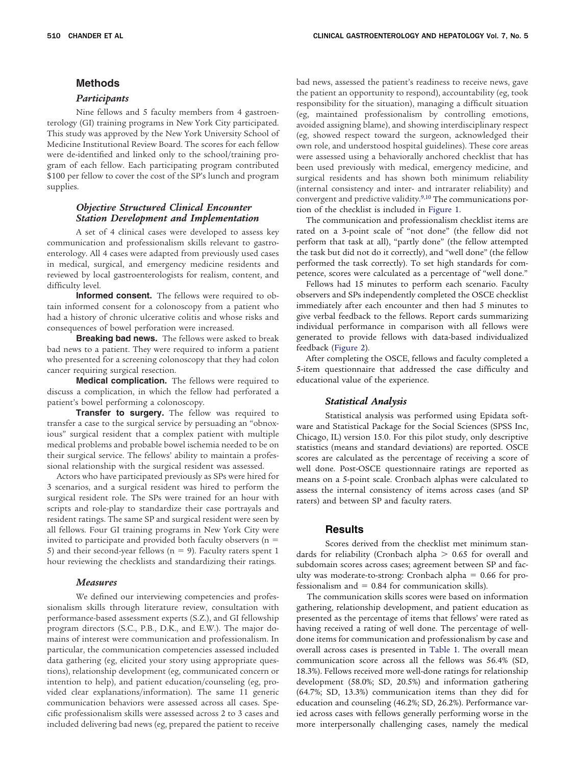## Methods

### *Participants*

Nine fellows and 5 faculty members from 4 gastroenterology (GI) training programs in New York City participated. This study was approved by the New York University School of Medicine Institutional Review Board. The scores for each fellow were de-identified and linked only to the school/training program of each fellow. Each participating program contributed \$100 per fellow to cover the cost of the SP's lunch and program supplies.

### *Objective Structured Clinical Encounter Station Development and Implementation*

A set of 4 clinical cases were developed to assess key communication and professionalism skills relevant to gastroenterology. All 4 cases were adapted from previously used cases in medical, surgical, and emergency medicine residents and reviewed by local gastroenterologists for realism, content, and difficulty level.

**Informed consent.** The fellows were required to obtain informed consent for a colonoscopy from a patient who had a history of chronic ulcerative colitis and whose risks and consequences of bowel perforation were increased.

**Breaking bad news.** The fellows were asked to break bad news to a patient. They were required to inform a patient who presented for a screening colonoscopy that they had colon cancer requiring surgical resection.

**Medical complication.** The fellows were required to discuss a complication, in which the fellow had perforated a patient's bowel performing a colonoscopy.

**Transfer to surgery.** The fellow was required to transfer a case to the surgical service by persuading an "obnoxious" surgical resident that a complex patient with multiple medical problems and probable bowel ischemia needed to be on their surgical service. The fellows' ability to maintain a professional relationship with the surgical resident was assessed.

Actors who have participated previously as SPs were hired for 3 scenarios, and a surgical resident was hired to perform the surgical resident role. The SPs were trained for an hour with scripts and role-play to standardize their case portrayals and resident ratings. The same SP and surgical resident were seen by all fellows. Four GI training programs in New York City were invited to participate and provided both faculty observers (n = 5) and their second-year fellows (n = 9). Faculty raters spent 1 hour reviewing the checklists and standardizing their ratings.

### *Measures*

We defined our interviewing competencies and professionalism skills through literature review, consultation with performance-based assessment experts (S.Z.), and GI fellowship program directors (S.C., P.B., D.K., and E.W.). The major domains of interest were communication and professionalism. In particular, the communication competencies assessed included data gathering (eg, elicited your story using appropriate questions), relationship development (eg, communicated concern or intention to help), and patient education/counseling (eg, provided clear explanations/information). The same 11 generic communication behaviors were assessed across all cases. Specific professionalism skills were assessed across 2 to 3 cases and included delivering bad news (eg, prepared the patient to receive bad news, assessed the patient's readiness to receive news, gave the patient an opportunity to respond), accountability (eg, took responsibility for the situation), managing a difficult situation (eg, maintained professionalism by controlling emotions, avoided assigning blame), and showing interdisciplinary respect (eg, showed respect toward the surgeon, acknowledged their own role, and understood hospital guidelines). These core areas were assessed using a behaviorally anchored checklist that has been used previously with medical, emergency medicine, and surgical residents and has shown both minimum reliability (internal consistency and inter- and intrarater reliability) and convergent and predictive validity.[9,10] The communications portion of the checklist is included in Figure 1.

The communication and professionalism checklist items are rated on a 3-point scale of "not done" (the fellow did not perform that task at all), "partly done" (the fellow attempted the task but did not do it correctly), and "well done" (the fellow performed the task correctly). To set high standards for competence, scores were calculated as a percentage of "well done."

Fellows had 15 minutes to perform each scenario. Faculty observers and SPs independently completed the OSCE checklist immediately after each encounter and then had 5 minutes to give verbal feedback to the fellows. Report cards summarizing individual performance in comparison with all fellows were generated to provide fellows with data-based individualized feedback (Figure 2).

After completing the OSCE, fellows and faculty completed a 5-item questionnaire that addressed the case difficulty and educational value of the experience.

### *Statistical Analysis*

Statistical analysis was performed using Epidata software and Statistical Package for the Social Sciences (SPSS Inc, Chicago, IL) version 15.0. For this pilot study, only descriptive statistics (means and standard deviations) are reported. OSCE scores are calculated as the percentage of receiving a score of well done. Post-OSCE questionnaire ratings are reported as means on a 5-point scale. Cronbach alphas were calculated to assess the internal consistency of items across cases (and SP raters) and between SP and faculty raters.

## Results

Scores derived from the checklist met minimum standards for reliability (Cronbach alpha > 0.65 for overall and subdomain scores across cases; agreement between SP and faculty was moderate-to-strong: Cronbach alpha = 0.66 for professionalism and = 0.84 for communication skills).

The communication skills scores were based on information gathering, relationship development, and patient education as presented as the percentage of items that fellows' were rated as having received a rating of well done. The percentage of well-done items for communication and professionalism by case and overall across cases is presented in Table 1. The overall mean communication score across all the fellows was 56.4% (SD, 18.3%). Fellows received more well-done ratings for relationship development (58.0%; SD, 20.5%) and information gathering (64.7%; SD, 13.3%) communication items than they did for education and counseling (46.2%; SD, 26.2%). Performance varied across cases with fellows generally performing worse in the more interpersonally challenging cases, namely the medical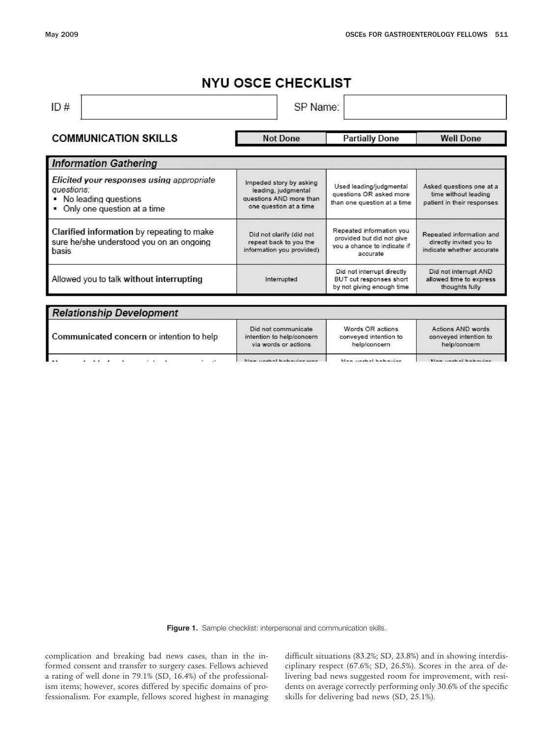# NYU OSCE CHECKLIST

ID #

SP Name:

| COMMUNICATION SKILLS | Not Done | Partially Done | Well Done |
|---|---|---|---|
| ***Information Gathering*** | | | |
| ***Elicited your responses using*** *appropriate questions:* <br>▪ No leading questions <br>▪ Only one question at a time | Impeded story by asking leading, judgmental questions AND more than one question at a time | Used leading/judgmental questions OR asked more than one question at a time | Asked questions one at a time without leading patient in their responses |
| **Clarified information** by repeating to make sure he/she understood you on an ongoing basis | Did not clarify (did not repeat back to you the information you provided) | Repeated information you provided but did not give you a chance to indicate if accurate | Repeated information and directly invited you to indicate whether accurate |
| Allowed you to talk **without interrupting** | Interrupted | Did not interrupt directly BUT cut responses short by not giving enough time | Did not interrupt AND allowed time to express thoughts fully |
| ***Relationship Development*** | | | |
| **Communicated concern** or intention to help | Did not communicate intention to help/concern via words or actions | Words OR actions conveyed intention to help/concern | Actions AND words conveyed intention to help/concern |

**Figure 1.** Sample checklist: interpersonal and communication skills.

complication and breaking bad news cases, than in the informed consent and transfer to surgery cases. Fellows achieved a rating of well done in 79.1% (SD, 16.4%) of the professionalism items; however, scores differed by specific domains of professionalism. For example, fellows scored highest in managing difficult situations (83.2%; SD, 23.8%) and in showing interdisciplinary respect (67.6%; SD, 26.5%). Scores in the area of delivering bad news suggested room for improvement, with residents on average correctly performing only 30.6% of the specific skills for delivering bad news (SD, 25.1%).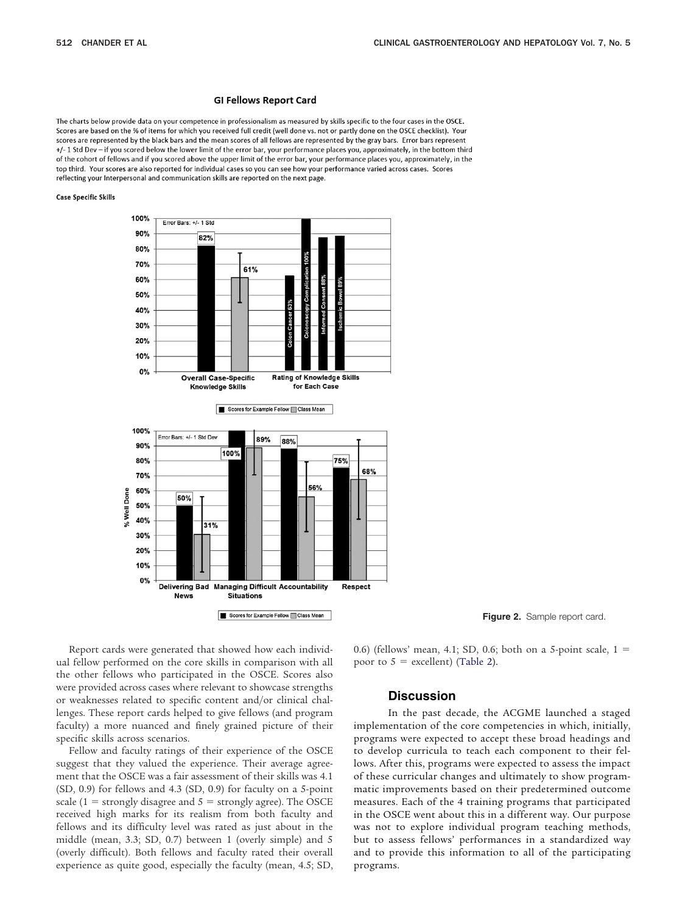### GI Fellows Report Card

The charts below provide data on your competence in professionalism as measured by skills specific to the four cases in the OSCE. Scores are based on the % of items for which you received full credit (well done vs. not or partly done on the OSCE checklist). Your scores are represented by the black bars and the mean scores of all fellows are represented by the gray bars. Error bars represent +/- 1 Std Dev – if you scored below the lower limit of the error bar, your performance places you, approximately, in the bottom third of the cohort of fellows and if you scored above the upper limit of the error bar, your performance places you, approximately, in the top third. Your scores are also reported for individual cases so you can see how your performance varied across cases. Scores reflecting your Interpersonal and communication skills are reported on the next page.

**Case Specific Skills**

| | Scores for Example Fellow | Class Mean |
|---|---|---|
| Overall Case-Specific Knowledge Skills | 82% | 61% |
| Rating of Knowledge Skills for Each Case: Colon Cancer | 63% | |
| Rating of Knowledge Skills for Each Case: Colonoscopy Complication | 100% | |
| Rating of Knowledge Skills for Each Case: Informed Consent | 88% | |
| Rating of Knowledge Skills for Each Case: Ischemic Bowel | 89% | |

Error Bars: +/- 1 Std

| % Well Done | Scores for Example Fellow | Class Mean |
|---|---|---|
| Delivering Bad News | 50% | 31% |
| Managing Difficult Situations | 100% | 89% |
| Accountability | 88% | 56% |
| Respect | 75% | 68% |

Error Bars: +/- 1 Std Dev

**Figure 2.** Sample report card.

Report cards were generated that showed how each individual fellow performed on the core skills in comparison with all the other fellows who participated in the OSCE. Scores also were provided across cases where relevant to showcase strengths or weaknesses related to specific content and/or clinical challenges. These report cards helped to give fellows (and program faculty) a more nuanced and finely grained picture of their specific skills across scenarios.

Fellow and faculty ratings of their experience of the OSCE suggest that they valued the experience. Their average agreement that the OSCE was a fair assessment of their skills was 4.1 (SD, 0.9) for fellows and 4.3 (SD, 0.9) for faculty on a 5-point scale (1 = strongly disagree and 5 = strongly agree). The OSCE received high marks for its realism from both faculty and fellows and its difficulty level was rated as just about in the middle (mean, 3.3; SD, 0.7) between 1 (overly simple) and 5 (overly difficult). Both fellows and faculty rated their overall experience as quite good, especially the faculty (mean, 4.5; SD, 0.6) (fellows' mean, 4.1; SD, 0.6; both on a 5-point scale, 1 = poor to 5 = excellent) (Table 2).

## Discussion

In the past decade, the ACGME launched a staged implementation of the core competencies in which, initially, programs were expected to accept these broad headings and to develop curricula to teach each component to their fellows. After this, programs were expected to assess the impact of these curricular changes and ultimately to show programmatic improvements based on their predetermined outcome measures. Each of the 4 training programs that participated in the OSCE went about this in a different way. Our purpose was not to explore individual program teaching methods, but to assess fellows' performances in a standardized way and to provide this information to all of the participating programs.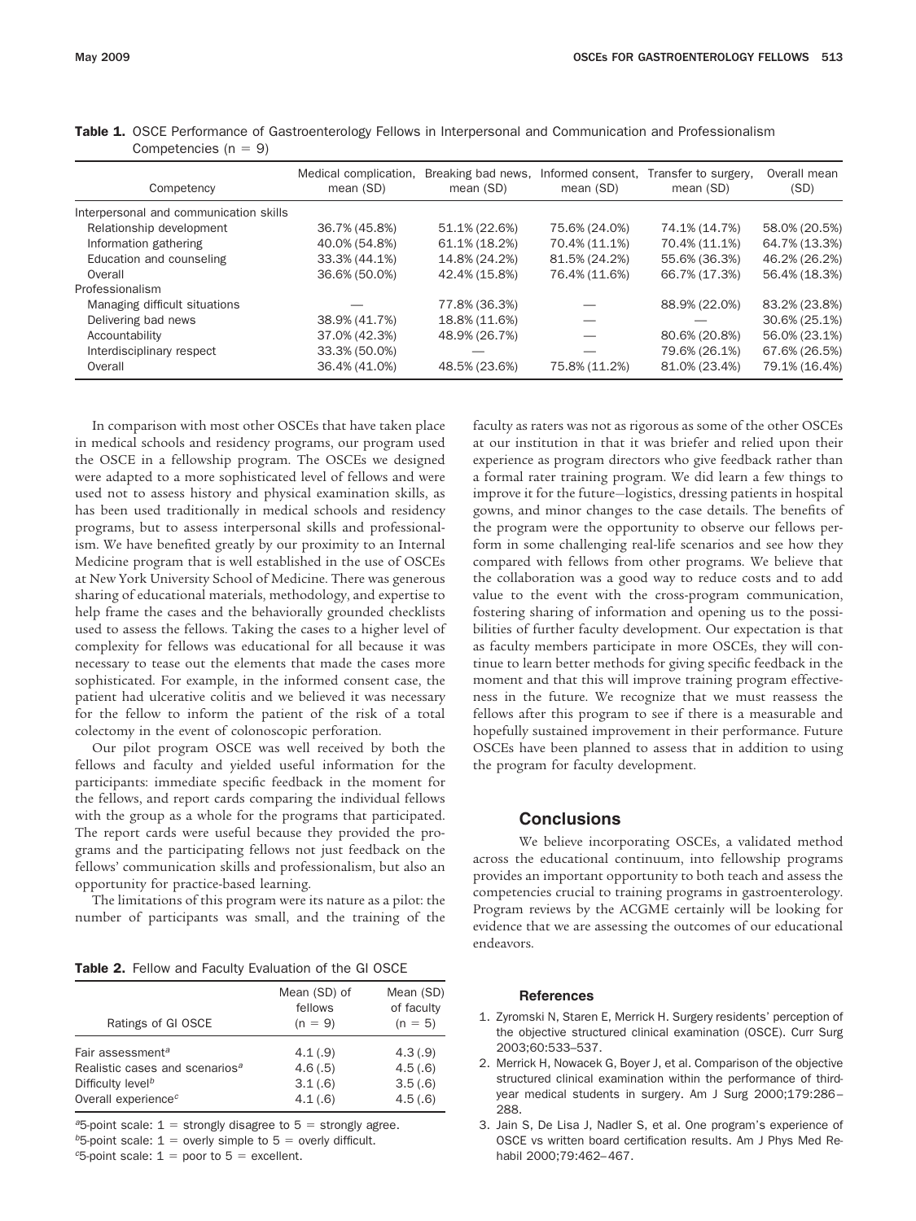**Table 1.** OSCE Performance of Gastroenterology Fellows in Interpersonal and Communication and Professionalism Competencies (n = 9)

| Competency | Medical complication, mean (SD) | Breaking bad news, mean (SD) | Informed consent, mean (SD) | Transfer to surgery, mean (SD) | Overall mean (SD) |
|---|---|---|---|---|---|
| Interpersonal and communication skills | | | | | |
| Relationship development | 36.7% (45.8%) | 51.1% (22.6%) | 75.6% (24.0%) | 74.1% (14.7%) | 58.0% (20.5%) |
| Information gathering | 40.0% (54.8%) | 61.1% (18.2%) | 70.4% (11.1%) | 70.4% (11.1%) | 64.7% (13.3%) |
| Education and counseling | 33.3% (44.1%) | 14.8% (24.2%) | 81.5% (24.2%) | 55.6% (36.3%) | 46.2% (26.2%) |
| Overall | 36.6% (50.0%) | 42.4% (15.8%) | 76.4% (11.6%) | 66.7% (17.3%) | 56.4% (18.3%) |
| Professionalism | | | | | |
| Managing difficult situations | — | 77.8% (36.3%) | — | 88.9% (22.0%) | 83.2% (23.8%) |
| Delivering bad news | 38.9% (41.7%) | 18.8% (11.6%) | — | — | 30.6% (25.1%) |
| Accountability | 37.0% (42.3%) | 48.9% (26.7%) | — | 80.6% (20.8%) | 56.0% (23.1%) |
| Interdisciplinary respect | 33.3% (50.0%) | — | — | 79.6% (26.1%) | 67.6% (26.5%) |
| Overall | 36.4% (41.0%) | 48.5% (23.6%) | 75.8% (11.2%) | 81.0% (23.4%) | 79.1% (16.4%) |

In comparison with most other OSCEs that have taken place in medical schools and residency programs, our program used the OSCE in a fellowship program. The OSCEs we designed were adapted to a more sophisticated level of fellows and were used not to assess history and physical examination skills, as has been used traditionally in medical schools and residency programs, but to assess interpersonal skills and professionalism. We have benefited greatly by our proximity to an Internal Medicine program that is well established in the use of OSCEs at New York University School of Medicine. There was generous sharing of educational materials, methodology, and expertise to help frame the cases and the behaviorally grounded checklists used to assess the fellows. Taking the cases to a higher level of complexity for fellows was educational for all because it was necessary to tease out the elements that made the cases more sophisticated. For example, in the informed consent case, the patient had ulcerative colitis and we believed it was necessary for the fellow to inform the patient of the risk of a total colectomy in the event of colonoscopic perforation.

Our pilot program OSCE was well received by both the fellows and faculty and yielded useful information for the participants: immediate specific feedback in the moment for the fellows, and report cards comparing the individual fellows with the group as a whole for the programs that participated. The report cards were useful because they provided the programs and the participating fellows not just feedback on the fellows' communication skills and professionalism, but also an opportunity for practice-based learning.

The limitations of this program were its nature as a pilot: the number of participants was small, and the training of the faculty as raters was not as rigorous as some of the other OSCEs at our institution in that it was briefer and relied upon their experience as program directors who give feedback rather than a formal rater training program. We did learn a few things to improve it for the future—logistics, dressing patients in hospital gowns, and minor changes to the case details. The benefits of the program were the opportunity to observe our fellows perform in some challenging real-life scenarios and see how they compared with fellows from other programs. We believe that the collaboration was a good way to reduce costs and to add value to the event with the cross-program communication, fostering sharing of information and opening us to the possibilities of further faculty development. Our expectation is that as faculty members participate in more OSCEs, they will continue to learn better methods for giving specific feedback in the moment and that this will improve training program effectiveness in the future. We recognize that we must reassess the fellows after this program to see if there is a measurable and hopefully sustained improvement in their performance. Future OSCEs have been planned to assess that in addition to using the program for faculty development.

**Table 2.** Fellow and Faculty Evaluation of the GI OSCE

| Ratings of GI OSCE | Mean (SD) of fellows (n = 9) | Mean (SD) of faculty (n = 5) |
|---|---|---|
| Fair assessment[a] | 4.1 (.9) | 4.3 (.9) |
| Realistic cases and scenarios[a] | 4.6 (.5) | 4.5 (.6) |
| Difficulty level[b] | 3.1 (.6) | 3.5 (.6) |
| Overall experience[c] | 4.1 (.6) | 4.5 (.6) |

[a]5-point scale: 1 = strongly disagree to 5 = strongly agree.
[b]5-point scale: 1 = overly simple to 5 = overly difficult.
[c]5-point scale: 1 = poor to 5 = excellent.

## Conclusions

We believe incorporating OSCEs, a validated method across the educational continuum, into fellowship programs provides an important opportunity to both teach and assess the competencies crucial to training programs in gastroenterology. Program reviews by the ACGME certainly will be looking for evidence that we are assessing the outcomes of our educational endeavors.

### References

1. Zyromski N, Staren E, Merrick H. Surgery residents' perception of the objective structured clinical examination (OSCE). Curr Surg 2003;60:533–537.
2. Merrick H, Nowacek G, Boyer J, et al. Comparison of the objective structured clinical examination within the performance of third-year medical students in surgery. Am J Surg 2000;179:286–288.
3. Jain S, De Lisa J, Nadler S, et al. One program's experience of OSCE vs written board certification results. Am J Phys Med Rehabil 2000;79:462–467.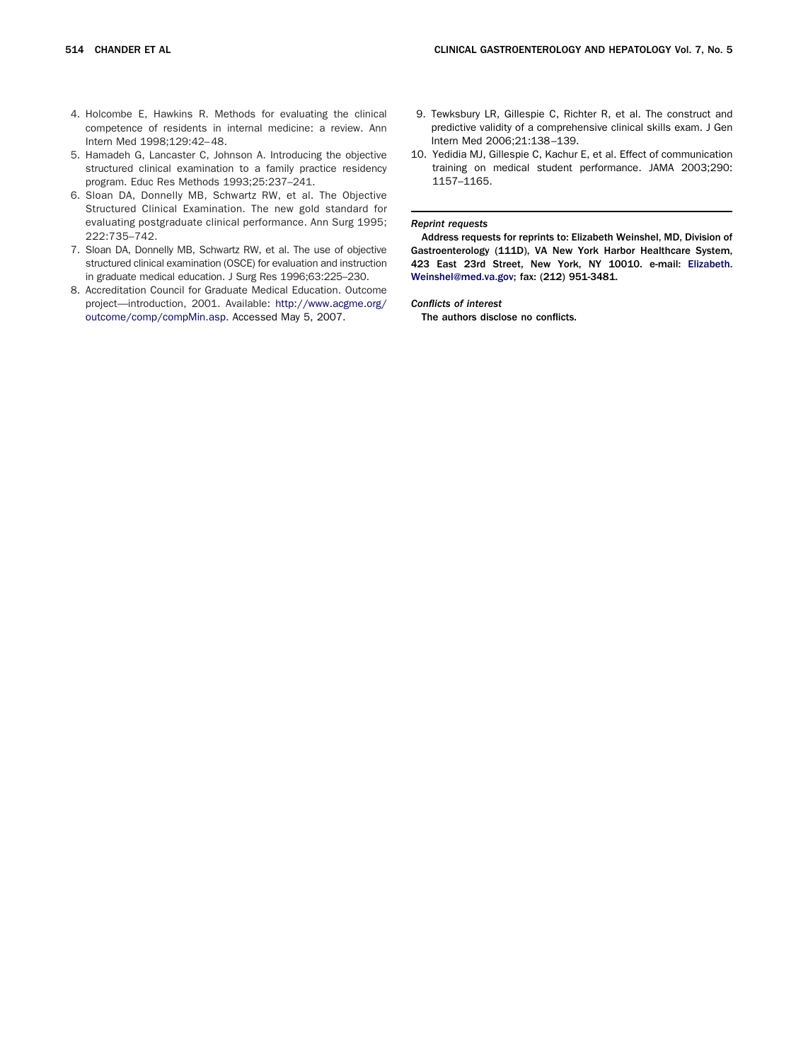4. Holcombe E, Hawkins R. Methods for evaluating the clinical competence of residents in internal medicine: a review. Ann Intern Med 1998;129:42–48.
5. Hamadeh G, Lancaster C, Johnson A. Introducing the objective structured clinical examination to a family practice residency program. Educ Res Methods 1993;25:237–241.
6. Sloan DA, Donnelly MB, Schwartz RW, et al. The Objective Structured Clinical Examination. The new gold standard for evaluating postgraduate clinical performance. Ann Surg 1995; 222:735–742.
7. Sloan DA, Donnelly MB, Schwartz RW, et al. The use of objective structured clinical examination (OSCE) for evaluation and instruction in graduate medical education. J Surg Res 1996;63:225–230.
8. Accreditation Council for Graduate Medical Education. Outcome project—introduction, 2001. Available: http://www.acgme.org/outcome/comp/compMin.asp. Accessed May 5, 2007.
9. Tewksbury LR, Gillespie C, Richter R, et al. The construct and predictive validity of a comprehensive clinical skills exam. J Gen Intern Med 2006;21:138–139.
10. Yedidia MJ, Gillespie C, Kachur E, et al. Effect of communication training on medical student performance. JAMA 2003;290: 1157–1165.

*Reprint requests*

**Address requests for reprints to: Elizabeth Weinshel, MD, Division of Gastroenterology (111D), VA New York Harbor Healthcare System, 423 East 23rd Street, New York, NY 10010. e-mail: Elizabeth.Weinshel@med.va.gov; fax: (212) 951-3481.**

*Conflicts of interest*

**The authors disclose no conflicts.**